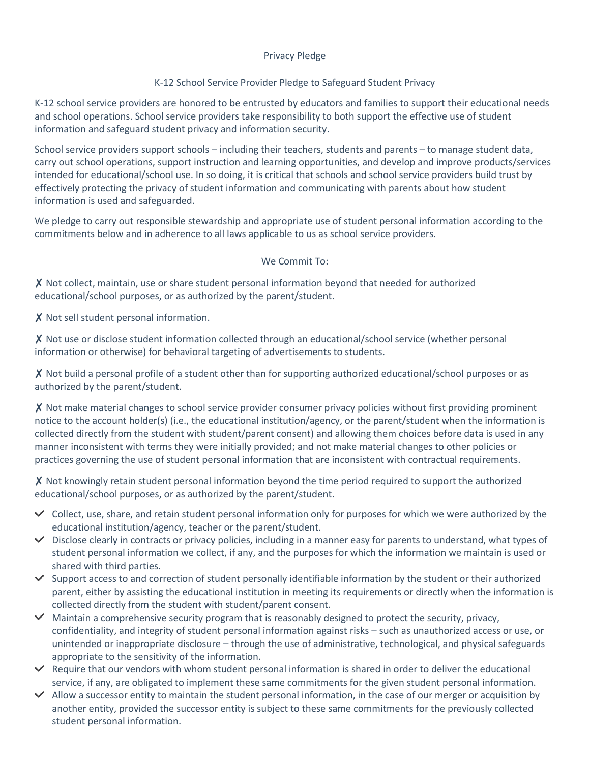Privacy Pledge

K-12 School Service Provider Pledge to Safeguard Student Privacy

K-12 school service providers are honored to be entrusted by educators and families to support their educational needs and school operations. School service providers take responsibility to both support the effective use of student information and safeguard student privacy and information security.

School service providers support schools – including their teachers, students and parents – to manage student data, carry out school operations, support instruction and learning opportunities, and develop and improve products/services intended for educational/school use. In so doing, it is critical that schools and school service providers build trust by effectively protecting the privacy of student information and communicating with parents about how student information is used and safeguarded.

We pledge to carry out responsible stewardship and appropriate use of student personal information according to the commitments below and in adherence to all laws applicable to us as school service providers.

We Commit To:

✗ Not collect, maintain, use or share student personal information beyond that needed for authorized educational/school purposes, or as authorized by the parent/student.

✗ Not sell student personal information.

✗ Not use or disclose student information collected through an educational/school service (whether personal information or otherwise) for behavioral targeting of advertisements to students.

✗ Not build a personal profile of a student other than for supporting authorized educational/school purposes or as authorized by the parent/student.

✗ Not make material changes to school service provider consumer privacy policies without first providing prominent notice to the account holder(s) (i.e., the educational institution/agency, or the parent/student when the information is collected directly from the student with student/parent consent) and allowing them choices before data is used in any manner inconsistent with terms they were initially provided; and not make material changes to other policies or practices governing the use of student personal information that are inconsistent with contractual requirements.

✗ Not knowingly retain student personal information beyond the time period required to support the authorized educational/school purposes, or as authorized by the parent/student.

- ✓ Collect, use, share, and retain student personal information only for purposes for which we were authorized by the educational institution/agency, teacher or the parent/student.
- ✓ Disclose clearly in contracts or privacy policies, including in a manner easy for parents to understand, what types of student personal information we collect, if any, and the purposes for which the information we maintain is used or shared with third parties.
- ✓ Support access to and correction of student personally identifiable information by the student or their authorized parent, either by assisting the educational institution in meeting its requirements or directly when the information is collected directly from the student with student/parent consent.
- ✓ Maintain a comprehensive security program that is reasonably designed to protect the security, privacy, confidentiality, and integrity of student personal information against risks – such as unauthorized access or use, or unintended or inappropriate disclosure – through the use of administrative, technological, and physical safeguards appropriate to the sensitivity of the information.
- ✓ Require that our vendors with whom student personal information is shared in order to deliver the educational service, if any, are obligated to implement these same commitments for the given student personal information.
- ✓ Allow a successor entity to maintain the student personal information, in the case of our merger or acquisition by another entity, provided the successor entity is subject to these same commitments for the previously collected student personal information.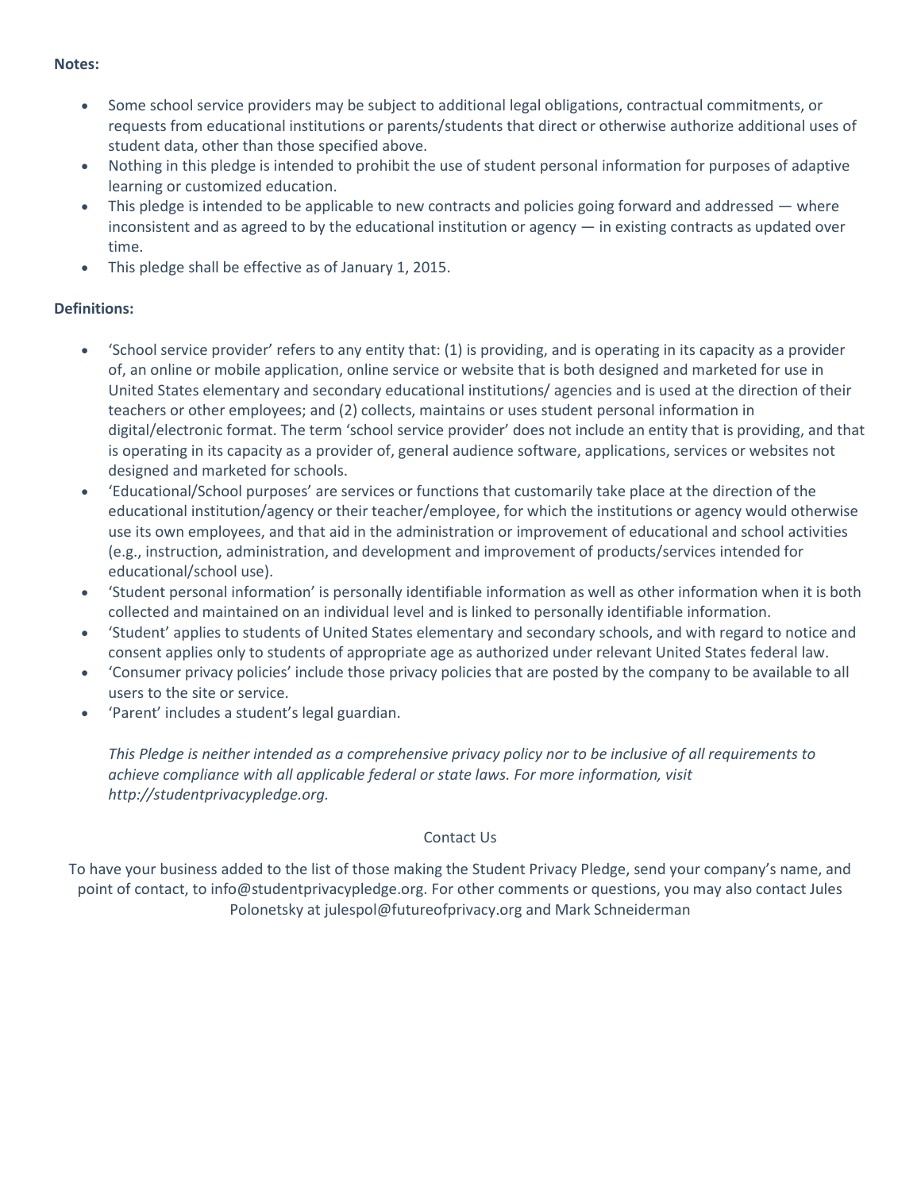**Notes:**

- Some school service providers may be subject to additional legal obligations, contractual commitments, or requests from educational institutions or parents/students that direct or otherwise authorize additional uses of student data, other than those specified above.
- Nothing in this pledge is intended to prohibit the use of student personal information for purposes of adaptive learning or customized education.
- This pledge is intended to be applicable to new contracts and policies going forward and addressed — where inconsistent and as agreed to by the educational institution or agency — in existing contracts as updated over time.
- This pledge shall be effective as of January 1, 2015.

**Definitions:**

- 'School service provider' refers to any entity that: (1) is providing, and is operating in its capacity as a provider of, an online or mobile application, online service or website that is both designed and marketed for use in United States elementary and secondary educational institutions/ agencies and is used at the direction of their teachers or other employees; and (2) collects, maintains or uses student personal information in digital/electronic format. The term 'school service provider' does not include an entity that is providing, and that is operating in its capacity as a provider of, general audience software, applications, services or websites not designed and marketed for schools.
- 'Educational/School purposes' are services or functions that customarily take place at the direction of the educational institution/agency or their teacher/employee, for which the institutions or agency would otherwise use its own employees, and that aid in the administration or improvement of educational and school activities (e.g., instruction, administration, and development and improvement of products/services intended for educational/school use).
- 'Student personal information' is personally identifiable information as well as other information when it is both collected and maintained on an individual level and is linked to personally identifiable information.
- 'Student' applies to students of United States elementary and secondary schools, and with regard to notice and consent applies only to students of appropriate age as authorized under relevant United States federal law.
- 'Consumer privacy policies' include those privacy policies that are posted by the company to be available to all users to the site or service.
- 'Parent' includes a student's legal guardian.

*This Pledge is neither intended as a comprehensive privacy policy nor to be inclusive of all requirements to achieve compliance with all applicable federal or state laws. For more information, visit http://studentprivacypledge.org.*

Contact Us

To have your business added to the list of those making the Student Privacy Pledge, send your company's name, and point of contact, to info@studentprivacypledge.org. For other comments or questions, you may also contact Jules Polonetsky at julespol@futureofprivacy.org and Mark Schneiderman